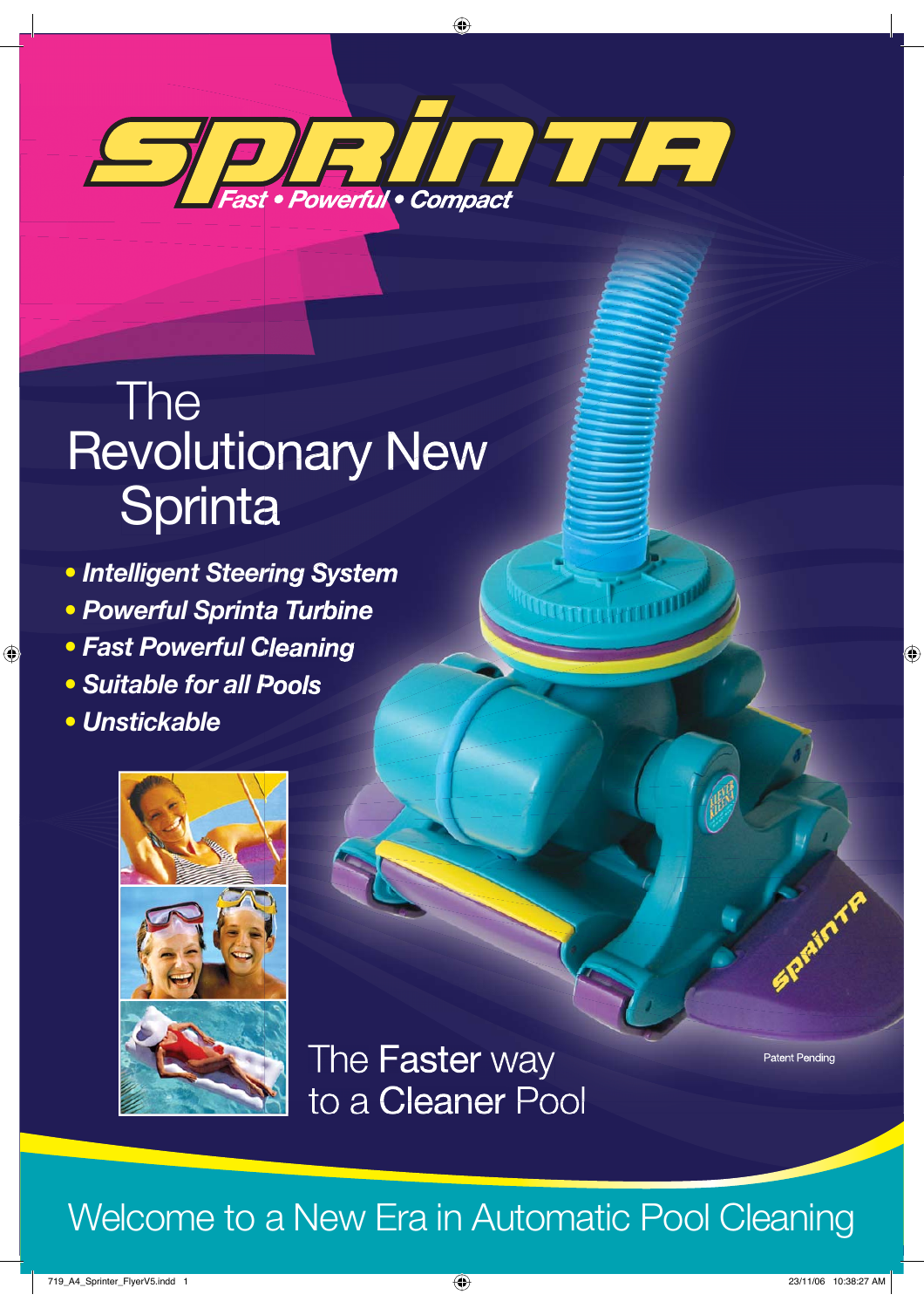# SPRINTA

*Fast • Powerful • Compact*

## The Revolutionary New Sprinta

- ***Intelligent Steering System***
- ***Powerful Sprinta Turbine***
- ***Fast Powerful Cleaning***
- ***Suitable for all Pools***
- ***Unstickable***

The **Faster** way to a **Cleaner** Pool

Patent Pending

Welcome to a New Era in Automatic Pool Cleaning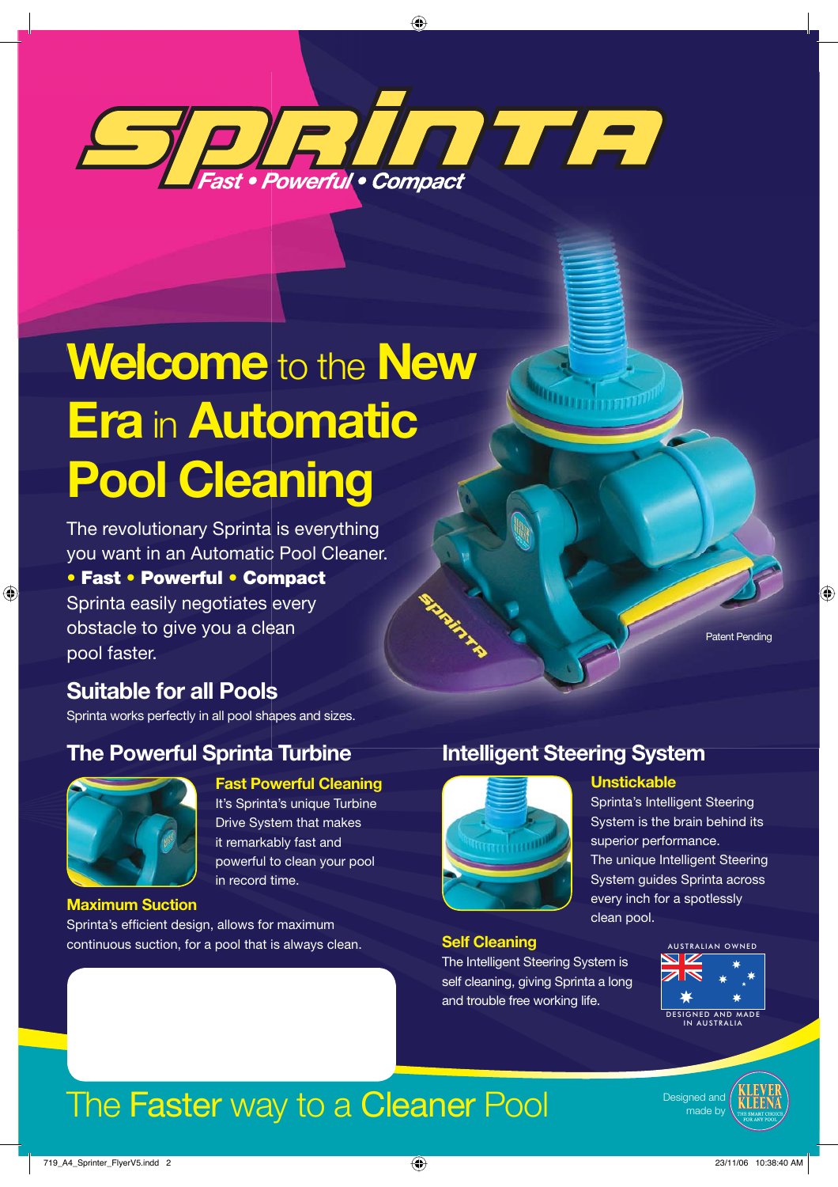# SPRINTA

*Fast • Powerful • Compact*

# Welcome to the New Era in Automatic Pool Cleaning

The revolutionary Sprinta is everything you want in an Automatic Pool Cleaner.

**• Fast • Powerful • Compact**

Sprinta easily negotiates every obstacle to give you a clean pool faster.

Patent Pending

## Suitable for all Pools

Sprinta works perfectly in all pool shapes and sizes.

## The Powerful Sprinta Turbine

### Fast Powerful Cleaning

It's Sprinta's unique Turbine Drive System that makes it remarkably fast and powerful to clean your pool in record time.

### Maximum Suction

Sprinta's efficient design, allows for maximum continuous suction, for a pool that is always clean.

## Intelligent Steering System

### Unstickable

Sprinta's Intelligent Steering System is the brain behind its superior performance. The unique Intelligent Steering System guides Sprinta across every inch for a spotlessly clean pool.

### Self Cleaning

The Intelligent Steering System is self cleaning, giving Sprinta a long and trouble free working life.

AUSTRALIAN OWNED

DESIGNED AND MADE IN AUSTRALIA

The Faster way to a Cleaner Pool

Designed and made by KLEVER KLEENA – THE SMART CHOICE FOR ANY POOL